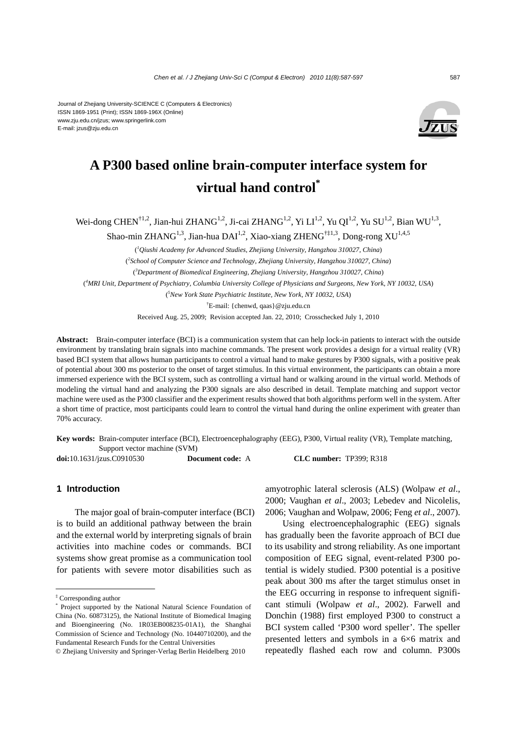Journal of Zhejiang University-SCIENCE C (Computers & Electronics)
ISSN 1869-1951 (Print); ISSN 1869-196X (Online)
www.zju.edu.cn/jzus; www.springerlink.com
E-mail: jzus@zju.edu.cn

# A P300 based online brain-computer interface system for virtual hand control*

Wei-dong CHEN[†1,2], Jian-hui ZHANG[1,2], Ji-cai ZHANG[1,2], Yi LI[1,2], Yu QI[1,2], Yu SU[1,2], Bian WU[1,3], Shao-min ZHANG[1,3], Jian-hua DAI[1,2], Xiao-xiang ZHENG[†‡1,3], Dong-rong XU[1,4,5]

([1]*Qiushi Academy for Advanced Studies, Zhejiang University, Hangzhou 310027, China*)

([2]*School of Computer Science and Technology, Zhejiang University, Hangzhou 310027, China*)

([3]*Department of Biomedical Engineering, Zhejiang University, Hangzhou 310027, China*)

([4]*MRI Unit, Department of Psychiatry, Columbia University College of Physicians and Surgeons, New York, NY 10032, USA*)

([5]*New York State Psychiatric Institute, New York, NY 10032, USA*)

[†]E-mail: {chenwd, qaas}@zju.edu.cn

Received Aug. 25, 2009; Revision accepted Jan. 22, 2010; Crosschecked July 1, 2010

**Abstract:** Brain-computer interface (BCI) is a communication system that can help lock-in patients to interact with the outside environment by translating brain signals into machine commands. The present work provides a design for a virtual reality (VR) based BCI system that allows human participants to control a virtual hand to make gestures by P300 signals, with a positive peak of potential about 300 ms posterior to the onset of target stimulus. In this virtual environment, the participants can obtain a more immersed experience with the BCI system, such as controlling a virtual hand or walking around in the virtual world. Methods of modeling the virtual hand and analyzing the P300 signals are also described in detail. Template matching and support vector machine were used as the P300 classifier and the experiment results showed that both algorithms perform well in the system. After a short time of practice, most participants could learn to control the virtual hand during the online experiment with greater than 70% accuracy.

**Key words:** Brain-computer interface (BCI), Electroencephalography (EEG), P300, Virtual reality (VR), Template matching, Support vector machine (SVM)

**doi:**10.1631/jzus.C0910530 **Document code:** A **CLC number:** TP399; R318

## 1 Introduction

The major goal of brain-computer interface (BCI) is to build an additional pathway between the brain and the external world by interpreting signals of brain activities into machine codes or commands. BCI systems show great promise as a communication tool for patients with severe motor disabilities such as amyotrophic lateral sclerosis (ALS) (Wolpaw *et al*., 2000; Vaughan *et al*., 2003; Lebedev and Nicolelis, 2006; Vaughan and Wolpaw, 2006; Feng *et al*., 2007).

Using electroencephalographic (EEG) signals has gradually been the favorite approach of BCI due to its usability and strong reliability. As one important composition of EEG signal, event-related P300 potential is widely studied. P300 potential is a positive peak about 300 ms after the target stimulus onset in the EEG occurring in response to infrequent significant stimuli (Wolpaw *et al*., 2002). Farwell and Donchin (1988) first employed P300 to construct a BCI system called 'P300 word speller'. The speller presented letters and symbols in a 6×6 matrix and repeatedly flashed each row and column. P300s

---

[‡] Corresponding author

[*] Project supported by the National Natural Science Foundation of China (No. 60873125), the National Institute of Biomedical Imaging and Bioengineering (No. 1R03EB008235-01A1), the Shanghai Commission of Science and Technology (No. 10440710200), and the Fundamental Research Funds for the Central Universities

© Zhejiang University and Springer-Verlag Berlin Heidelberg 2010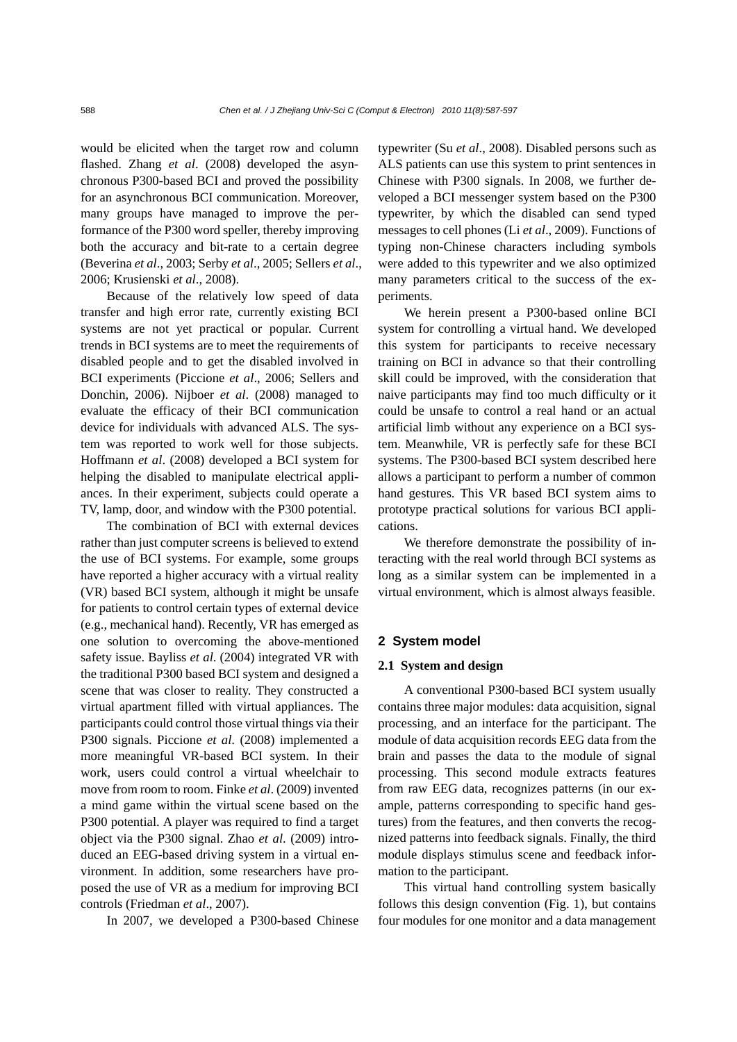would be elicited when the target row and column flashed. Zhang *et al*. (2008) developed the asynchronous P300-based BCI and proved the possibility for an asynchronous BCI communication. Moreover, many groups have managed to improve the performance of the P300 word speller, thereby improving both the accuracy and bit-rate to a certain degree (Beverina *et al*., 2003; Serby *et al*., 2005; Sellers *et al*., 2006; Krusienski *et al*., 2008).

Because of the relatively low speed of data transfer and high error rate, currently existing BCI systems are not yet practical or popular. Current trends in BCI systems are to meet the requirements of disabled people and to get the disabled involved in BCI experiments (Piccione *et al*., 2006; Sellers and Donchin, 2006). Nijboer *et al*. (2008) managed to evaluate the efficacy of their BCI communication device for individuals with advanced ALS. The system was reported to work well for those subjects. Hoffmann *et al*. (2008) developed a BCI system for helping the disabled to manipulate electrical appliances. In their experiment, subjects could operate a TV, lamp, door, and window with the P300 potential.

The combination of BCI with external devices rather than just computer screens is believed to extend the use of BCI systems. For example, some groups have reported a higher accuracy with a virtual reality (VR) based BCI system, although it might be unsafe for patients to control certain types of external device (e.g., mechanical hand). Recently, VR has emerged as one solution to overcoming the above-mentioned safety issue. Bayliss *et al*. (2004) integrated VR with the traditional P300 based BCI system and designed a scene that was closer to reality. They constructed a virtual apartment filled with virtual appliances. The participants could control those virtual things via their P300 signals. Piccione *et al*. (2008) implemented a more meaningful VR-based BCI system. In their work, users could control a virtual wheelchair to move from room to room. Finke *et al*. (2009) invented a mind game within the virtual scene based on the P300 potential. A player was required to find a target object via the P300 signal. Zhao *et al*. (2009) introduced an EEG-based driving system in a virtual environment. In addition, some researchers have proposed the use of VR as a medium for improving BCI controls (Friedman *et al*., 2007).

In 2007, we developed a P300-based Chinese typewriter (Su *et al*., 2008). Disabled persons such as ALS patients can use this system to print sentences in Chinese with P300 signals. In 2008, we further developed a BCI messenger system based on the P300 typewriter, by which the disabled can send typed messages to cell phones (Li *et al*., 2009). Functions of typing non-Chinese characters including symbols were added to this typewriter and we also optimized many parameters critical to the success of the experiments.

We herein present a P300-based online BCI system for controlling a virtual hand. We developed this system for participants to receive necessary training on BCI in advance so that their controlling skill could be improved, with the consideration that naive participants may find too much difficulty or it could be unsafe to control a real hand or an actual artificial limb without any experience on a BCI system. Meanwhile, VR is perfectly safe for these BCI systems. The P300-based BCI system described here allows a participant to perform a number of common hand gestures. This VR based BCI system aims to prototype practical solutions for various BCI applications.

We therefore demonstrate the possibility of interacting with the real world through BCI systems as long as a similar system can be implemented in a virtual environment, which is almost always feasible.

## 2 System model

### 2.1 System and design

A conventional P300-based BCI system usually contains three major modules: data acquisition, signal processing, and an interface for the participant. The module of data acquisition records EEG data from the brain and passes the data to the module of signal processing. This second module extracts features from raw EEG data, recognizes patterns (in our example, patterns corresponding to specific hand gestures) from the features, and then converts the recognized patterns into feedback signals. Finally, the third module displays stimulus scene and feedback information to the participant.

This virtual hand controlling system basically follows this design convention (Fig. 1), but contains four modules for one monitor and a data management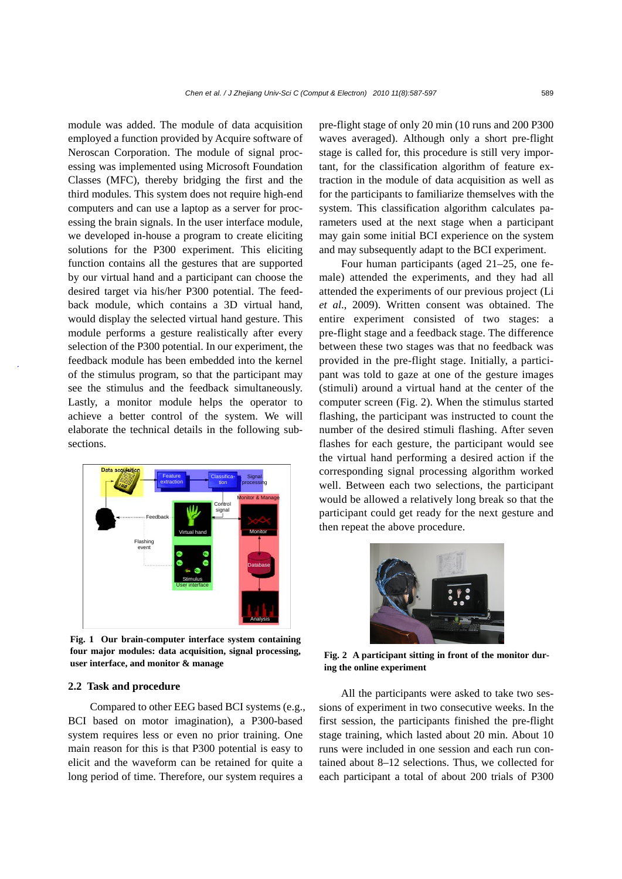module was added. The module of data acquisition employed a function provided by Acquire software of Neroscan Corporation. The module of signal processing was implemented using Microsoft Foundation Classes (MFC), thereby bridging the first and the third modules. This system does not require high-end computers and can use a laptop as a server for processing the brain signals. In the user interface module, we developed in-house a program to create eliciting solutions for the P300 experiment. This eliciting function contains all the gestures that are supported by our virtual hand and a participant can choose the desired target via his/her P300 potential. The feedback module, which contains a 3D virtual hand, would display the selected virtual hand gesture. This module performs a gesture realistically after every selection of the P300 potential. In our experiment, the feedback module has been embedded into the kernel of the stimulus program, so that the participant may see the stimulus and the feedback simultaneously. Lastly, a monitor module helps the operator to achieve a better control of the system. We will elaborate the technical details in the following subsections.

**Fig. 1 Our brain-computer interface system containing four major modules: data acquisition, signal processing, user interface, and monitor & manage**

## 2.2 Task and procedure

Compared to other EEG based BCI systems (e.g., BCI based on motor imagination), a P300-based system requires less or even no prior training. One main reason for this is that P300 potential is easy to elicit and the waveform can be retained for quite a long period of time. Therefore, our system requires a pre-flight stage of only 20 min (10 runs and 200 P300 waves averaged). Although only a short pre-flight stage is called for, this procedure is still very important, for the classification algorithm of feature extraction in the module of data acquisition as well as for the participants to familiarize themselves with the system. This classification algorithm calculates parameters used at the next stage when a participant may gain some initial BCI experience on the system and may subsequently adapt to the BCI experiment.

Four human participants (aged 21–25, one female) attended the experiments, and they had all attended the experiments of our previous project (Li *et al.*, 2009). Written consent was obtained. The entire experiment consisted of two stages: a pre-flight stage and a feedback stage. The difference between these two stages was that no feedback was provided in the pre-flight stage. Initially, a participant was told to gaze at one of the gesture images (stimuli) around a virtual hand at the center of the computer screen (Fig. 2). When the stimulus started flashing, the participant was instructed to count the number of the desired stimuli flashing. After seven flashes for each gesture, the participant would see the virtual hand performing a desired action if the corresponding signal processing algorithm worked well. Between each two selections, the participant would be allowed a relatively long break so that the participant could get ready for the next gesture and then repeat the above procedure.

**Fig. 2 A participant sitting in front of the monitor during the online experiment**

All the participants were asked to take two sessions of experiment in two consecutive weeks. In the first session, the participants finished the pre-flight stage training, which lasted about 20 min. About 10 runs were included in one session and each run contained about 8–12 selections. Thus, we collected for each participant a total of about 200 trials of P300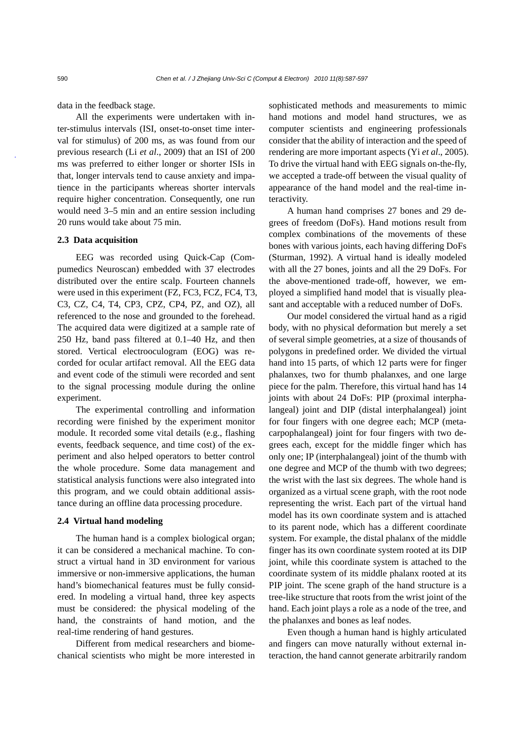data in the feedback stage.

All the experiments were undertaken with inter-stimulus intervals (ISI, onset-to-onset time interval for stimulus) of 200 ms, as was found from our previous research (Li *et al*., 2009) that an ISI of 200 ms was preferred to either longer or shorter ISIs in that, longer intervals tend to cause anxiety and impatience in the participants whereas shorter intervals require higher concentration. Consequently, one run would need 3–5 min and an entire session including 20 runs would take about 75 min.

### 2.3 Data acquisition

EEG was recorded using Quick-Cap (Compumedics Neuroscan) embedded with 37 electrodes distributed over the entire scalp. Fourteen channels were used in this experiment (FZ, FC3, FCZ, FC4, T3, C3, CZ, C4, T4, CP3, CPZ, CP4, PZ, and OZ), all referenced to the nose and grounded to the forehead. The acquired data were digitized at a sample rate of 250 Hz, band pass filtered at 0.1–40 Hz, and then stored. Vertical electrooculogram (EOG) was recorded for ocular artifact removal. All the EEG data and event code of the stimuli were recorded and sent to the signal processing module during the online experiment.

The experimental controlling and information recording were finished by the experiment monitor module. It recorded some vital details (e.g., flashing events, feedback sequence, and time cost) of the experiment and also helped operators to better control the whole procedure. Some data management and statistical analysis functions were also integrated into this program, and we could obtain additional assistance during an offline data processing procedure.

### 2.4 Virtual hand modeling

The human hand is a complex biological organ; it can be considered a mechanical machine. To construct a virtual hand in 3D environment for various immersive or non-immersive applications, the human hand's biomechanical features must be fully considered. In modeling a virtual hand, three key aspects must be considered: the physical modeling of the hand, the constraints of hand motion, and the real-time rendering of hand gestures.

Different from medical researchers and biomechanical scientists who might be more interested in sophisticated methods and measurements to mimic hand motions and model hand structures, we as computer scientists and engineering professionals consider that the ability of interaction and the speed of rendering are more important aspects (Yi *et al*., 2005). To drive the virtual hand with EEG signals on-the-fly, we accepted a trade-off between the visual quality of appearance of the hand model and the real-time interactivity.

A human hand comprises 27 bones and 29 degrees of freedom (DoFs). Hand motions result from complex combinations of the movements of these bones with various joints, each having differing DoFs (Sturman, 1992). A virtual hand is ideally modeled with all the 27 bones, joints and all the 29 DoFs. For the above-mentioned trade-off, however, we employed a simplified hand model that is visually pleasant and acceptable with a reduced number of DoFs.

Our model considered the virtual hand as a rigid body, with no physical deformation but merely a set of several simple geometries, at a size of thousands of polygons in predefined order. We divided the virtual hand into 15 parts, of which 12 parts were for finger phalanxes, two for thumb phalanxes, and one large piece for the palm. Therefore, this virtual hand has 14 joints with about 24 DoFs: PIP (proximal interphalangeal) joint and DIP (distal interphalangeal) joint for four fingers with one degree each; MCP (metacarpophalangeal) joint for four fingers with two degrees each, except for the middle finger which has only one; IP (interphalangeal) joint of the thumb with one degree and MCP of the thumb with two degrees; the wrist with the last six degrees. The whole hand is organized as a virtual scene graph, with the root node representing the wrist. Each part of the virtual hand model has its own coordinate system and is attached to its parent node, which has a different coordinate system. For example, the distal phalanx of the middle finger has its own coordinate system rooted at its DIP joint, while this coordinate system is attached to the coordinate system of its middle phalanx rooted at its PIP joint. The scene graph of the hand structure is a tree-like structure that roots from the wrist joint of the hand. Each joint plays a role as a node of the tree, and the phalanxes and bones as leaf nodes.

Even though a human hand is highly articulated and fingers can move naturally without external interaction, the hand cannot generate arbitrarily random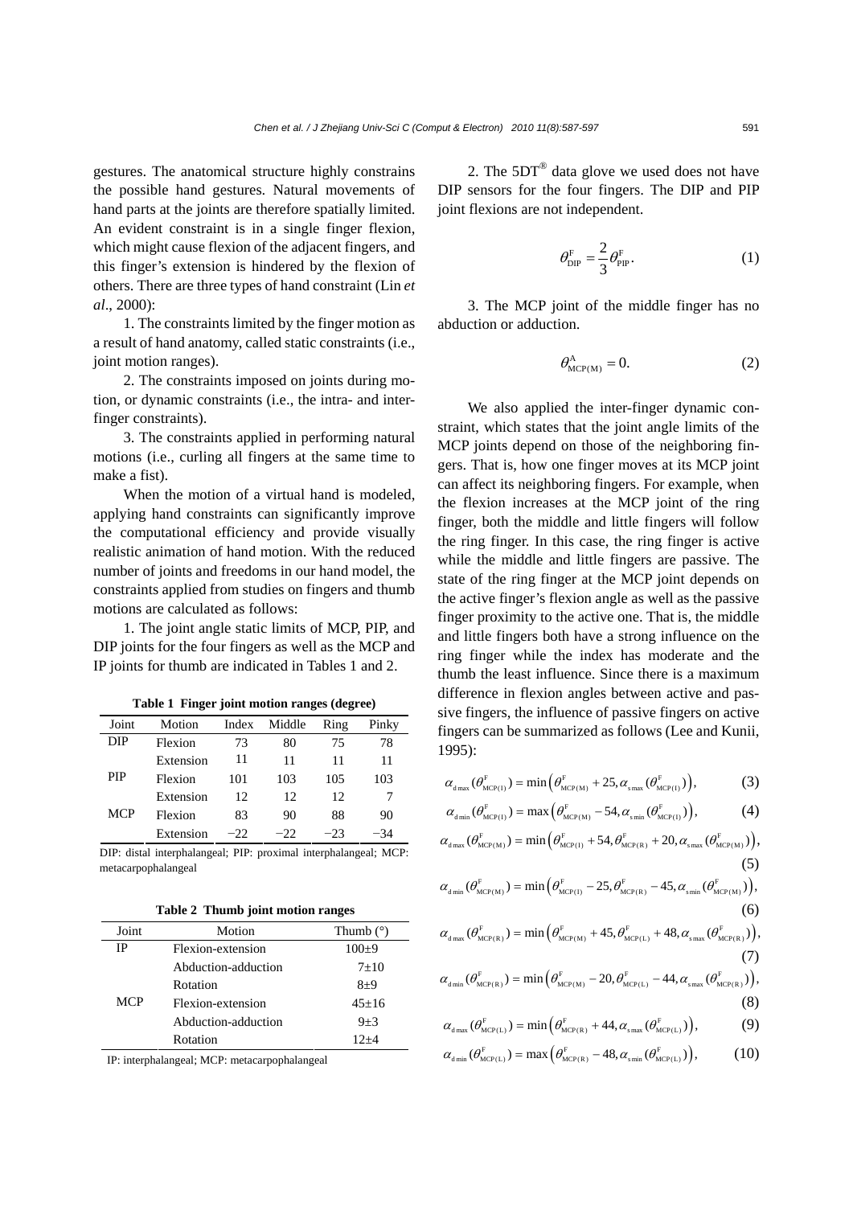gestures. The anatomical structure highly constrains the possible hand gestures. Natural movements of hand parts at the joints are therefore spatially limited. An evident constraint is in a single finger flexion, which might cause flexion of the adjacent fingers, and this finger's extension is hindered by the flexion of others. There are three types of hand constraint (Lin *et al*., 2000):

1. The constraints limited by the finger motion as a result of hand anatomy, called static constraints (i.e., joint motion ranges).

2. The constraints imposed on joints during motion, or dynamic constraints (i.e., the intra- and inter-finger constraints).

3. The constraints applied in performing natural motions (i.e., curling all fingers at the same time to make a fist).

When the motion of a virtual hand is modeled, applying hand constraints can significantly improve the computational efficiency and provide visually realistic animation of hand motion. With the reduced number of joints and freedoms in our hand model, the constraints applied from studies on fingers and thumb motions are calculated as follows:

1. The joint angle static limits of MCP, PIP, and DIP joints for the four fingers as well as the MCP and IP joints for thumb are indicated in Tables 1 and 2.

**Table 1 Finger joint motion ranges (degree)**

| Joint | Motion | Index | Middle | Ring | Pinky |
|---|---|---|---|---|---|
| DIP | Flexion | 73 | 80 | 75 | 78 |
| | Extension | 11 | 11 | 11 | 11 |
| PIP | Flexion | 101 | 103 | 105 | 103 |
| | Extension | 12 | 12 | 12 | 7 |
| MCP | Flexion | 83 | 90 | 88 | 90 |
| | Extension | −22 | −22 | −23 | −34 |

DIP: distal interphalangeal; PIP: proximal interphalangeal; MCP: metacarpophalangeal

**Table 2 Thumb joint motion ranges**

| Joint | Motion | Thumb (°) |
|---|---|---|
| IP | Flexion-extension | 100±9 |
| | Abduction-adduction | 7±10 |
| | Rotation | 8±9 |
| MCP | Flexion-extension | 45±16 |
| | Abduction-adduction | 9±3 |
| | Rotation | 12±4 |

IP: interphalangeal; MCP: metacarpophalangeal

2. The 5DT® data glove we used does not have DIP sensors for the four fingers. The DIP and PIP joint flexions are not independent.

$$\theta_{\mathrm{DIP}}^{\mathrm{F}} = \frac{2}{3}\theta_{\mathrm{PIP}}^{\mathrm{F}}. \tag{1}$$

3. The MCP joint of the middle finger has no abduction or adduction.

$$\theta_{\mathrm{MCP(M)}}^{\mathrm{A}} = 0. \tag{2}$$

We also applied the inter-finger dynamic constraint, which states that the joint angle limits of the MCP joints depend on those of the neighboring fingers. That is, how one finger moves at its MCP joint can affect its neighboring fingers. For example, when the flexion increases at the MCP joint of the ring finger, both the middle and little fingers will follow the ring finger. In this case, the ring finger is active while the middle and little fingers are passive. The state of the ring finger at the MCP joint depends on the active finger's flexion angle as well as the passive finger proximity to the active one. That is, the middle and little fingers both have a strong influence on the ring finger while the index has moderate and the thumb the least influence. Since there is a maximum difference in flexion angles between active and passive fingers, the influence of passive fingers on active fingers can be summarized as follows (Lee and Kunii, 1995):

$$\alpha_{\mathrm{d\,max}}(\theta_{\mathrm{MCP(I)}}^{\mathrm{F}}) = \min\left(\theta_{\mathrm{MCP(M)}}^{\mathrm{F}} + 25, \alpha_{\mathrm{s\,max}}(\theta_{\mathrm{MCP(I)}}^{\mathrm{F}})\right), \tag{3}$$

$$\alpha_{\mathrm{d\,min}}(\theta_{\mathrm{MCP(I)}}^{\mathrm{F}}) = \max\left(\theta_{\mathrm{MCP(M)}}^{\mathrm{F}} - 54, \alpha_{\mathrm{s\,min}}(\theta_{\mathrm{MCP(I)}}^{\mathrm{F}})\right), \tag{4}$$

$$\alpha_{\mathrm{d\,max}}(\theta_{\mathrm{MCP(M)}}^{\mathrm{F}}) = \min\left(\theta_{\mathrm{MCP(I)}}^{\mathrm{F}} + 54, \theta_{\mathrm{MCP(R)}}^{\mathrm{F}} + 20, \alpha_{\mathrm{s\,max}}(\theta_{\mathrm{MCP(M)}}^{\mathrm{F}})\right), \tag{5}$$

$$\alpha_{\mathrm{d\,min}}(\theta_{\mathrm{MCP(M)}}^{\mathrm{F}}) = \min\left(\theta_{\mathrm{MCP(I)}}^{\mathrm{F}} - 25, \theta_{\mathrm{MCP(R)}}^{\mathrm{F}} - 45, \alpha_{\mathrm{s\,min}}(\theta_{\mathrm{MCP(M)}}^{\mathrm{F}})\right), \tag{6}$$

$$\alpha_{\mathrm{d\,max}}(\theta_{\mathrm{MCP(R)}}^{\mathrm{F}}) = \min\left(\theta_{\mathrm{MCP(M)}}^{\mathrm{F}} + 45, \theta_{\mathrm{MCP(L)}}^{\mathrm{F}} + 48, \alpha_{\mathrm{s\,max}}(\theta_{\mathrm{MCP(R)}}^{\mathrm{F}})\right), \tag{7}$$

$$\alpha_{\mathrm{d\,min}}(\theta_{\mathrm{MCP(R)}}^{\mathrm{F}}) = \min\left(\theta_{\mathrm{MCP(M)}}^{\mathrm{F}} - 20, \theta_{\mathrm{MCP(L)}}^{\mathrm{F}} - 44, \alpha_{\mathrm{s\,max}}(\theta_{\mathrm{MCP(R)}}^{\mathrm{F}})\right), \tag{8}$$

$$\alpha_{\mathrm{d\,max}}(\theta_{\mathrm{MCP(L)}}^{\mathrm{F}}) = \min\left(\theta_{\mathrm{MCP(R)}}^{\mathrm{F}} + 44, \alpha_{\mathrm{s\,max}}(\theta_{\mathrm{MCP(L)}}^{\mathrm{F}})\right), \tag{9}$$

$$\alpha_{\mathrm{d\,min}}(\theta_{\mathrm{MCP(L)}}^{\mathrm{F}}) = \max\left(\theta_{\mathrm{MCP(R)}}^{\mathrm{F}} - 48, \alpha_{\mathrm{s\,min}}(\theta_{\mathrm{MCP(L)}}^{\mathrm{F}})\right), \tag{10}$$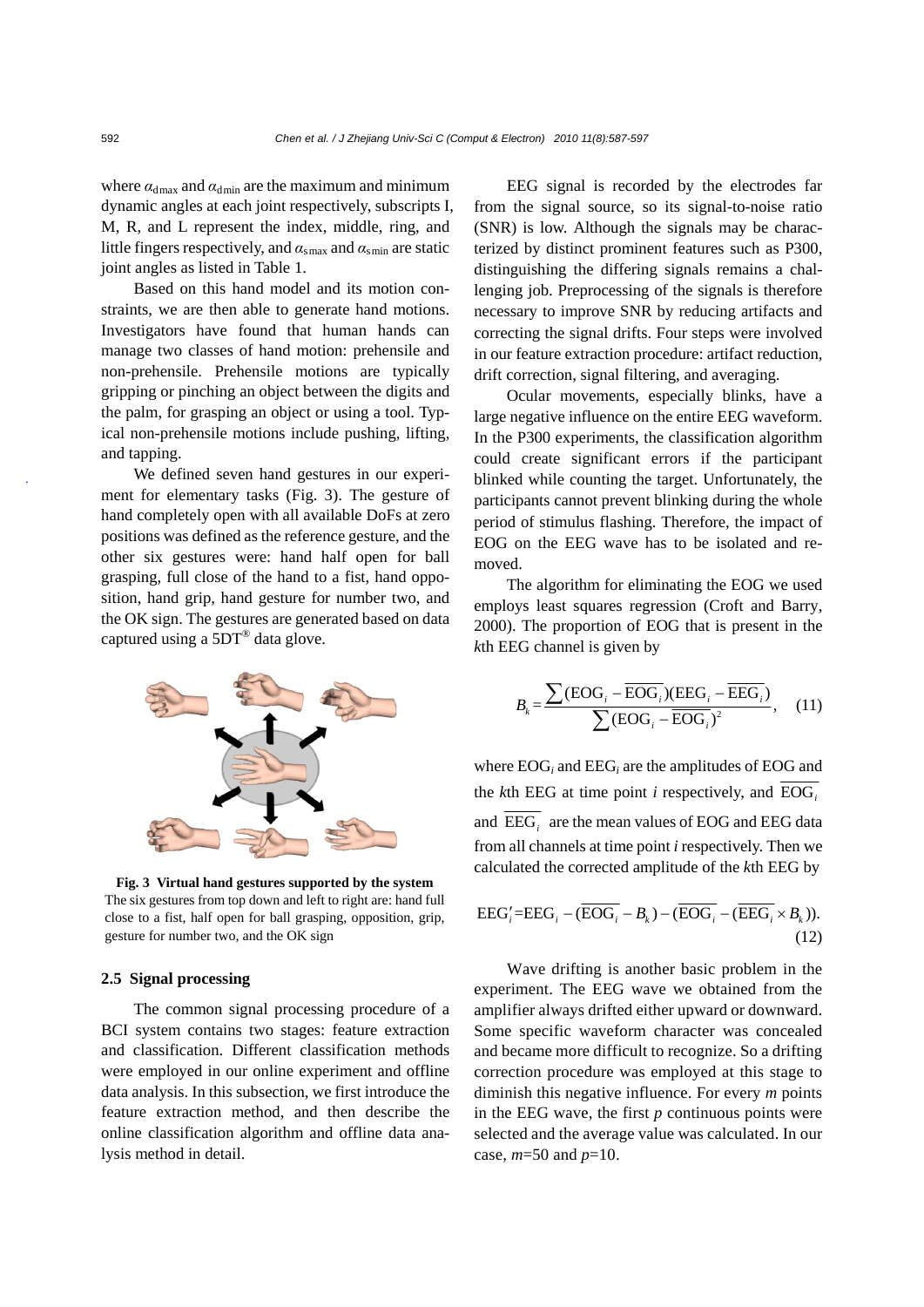where $\alpha_{\mathrm{d\,max}}$ and $\alpha_{\mathrm{d\,min}}$ are the maximum and minimum dynamic angles at each joint respectively, subscripts I, M, R, and L represent the index, middle, ring, and little fingers respectively, and $\alpha_{\mathrm{s\,max}}$ and $\alpha_{\mathrm{s\,min}}$ are static joint angles as listed in Table 1.

Based on this hand model and its motion constraints, we are then able to generate hand motions. Investigators have found that human hands can manage two classes of hand motion: prehensile and non-prehensile. Prehensile motions are typically gripping or pinching an object between the digits and the palm, for grasping an object or using a tool. Typical non-prehensile motions include pushing, lifting, and tapping.

We defined seven hand gestures in our experiment for elementary tasks (Fig. 3). The gesture of hand completely open with all available DoFs at zero positions was defined as the reference gesture, and the other six gestures were: hand half open for ball grasping, full close of the hand to a fist, hand opposition, hand grip, hand gesture for number two, and the OK sign. The gestures are generated based on data captured using a 5DT® data glove.

**Fig. 3 Virtual hand gestures supported by the system**
The six gestures from top down and left to right are: hand full close to a fist, half open for ball grasping, opposition, grip, gesture for number two, and the OK sign

### 2.5 Signal processing

The common signal processing procedure of a BCI system contains two stages: feature extraction and classification. Different classification methods were employed in our online experiment and offline data analysis. In this subsection, we first introduce the feature extraction method, and then describe the online classification algorithm and offline data analysis method in detail.

EEG signal is recorded by the electrodes far from the signal source, so its signal-to-noise ratio (SNR) is low. Although the signals may be characterized by distinct prominent features such as P300, distinguishing the differing signals remains a challenging job. Preprocessing of the signals is therefore necessary to improve SNR by reducing artifacts and correcting the signal drifts. Four steps were involved in our feature extraction procedure: artifact reduction, drift correction, signal filtering, and averaging.

Ocular movements, especially blinks, have a large negative influence on the entire EEG waveform. In the P300 experiments, the classification algorithm could create significant errors if the participant blinked while counting the target. Unfortunately, the participants cannot prevent blinking during the whole period of stimulus flashing. Therefore, the impact of EOG on the EEG wave has to be isolated and removed.

The algorithm for eliminating the EOG we used employs least squares regression (Croft and Barry, 2000). The proportion of EOG that is present in the $k$th EEG channel is given by

$$B_k = \frac{\sum(\mathrm{EOG}_i - \overline{\mathrm{EOG}_i})(\mathrm{EEG}_i - \overline{\mathrm{EEG}_i})}{\sum(\mathrm{EOG}_i - \overline{\mathrm{EOG}_i})^2}, \quad (11)$$

where $\mathrm{EOG}_i$ and $\mathrm{EEG}_i$ are the amplitudes of EOG and the $k$th EEG at time point $i$ respectively, and $\overline{\mathrm{EOG}_i}$ and $\overline{\mathrm{EEG}_i}$ are the mean values of EOG and EEG data from all channels at time point $i$ respectively. Then we calculated the corrected amplitude of the $k$th EEG by

$$\mathrm{EEG}_i' = \mathrm{EEG}_i - (\overline{\mathrm{EOG}_i} - B_k) - (\overline{\mathrm{EOG}_i} - (\overline{\mathrm{EEG}_i} \times B_k)). \quad (12)$$

Wave drifting is another basic problem in the experiment. The EEG wave we obtained from the amplifier always drifted either upward or downward. Some specific waveform character was concealed and became more difficult to recognize. So a drifting correction procedure was employed at this stage to diminish this negative influence. For every $m$ points in the EEG wave, the first $p$ continuous points were selected and the average value was calculated. In our case, $m$=50 and $p$=10.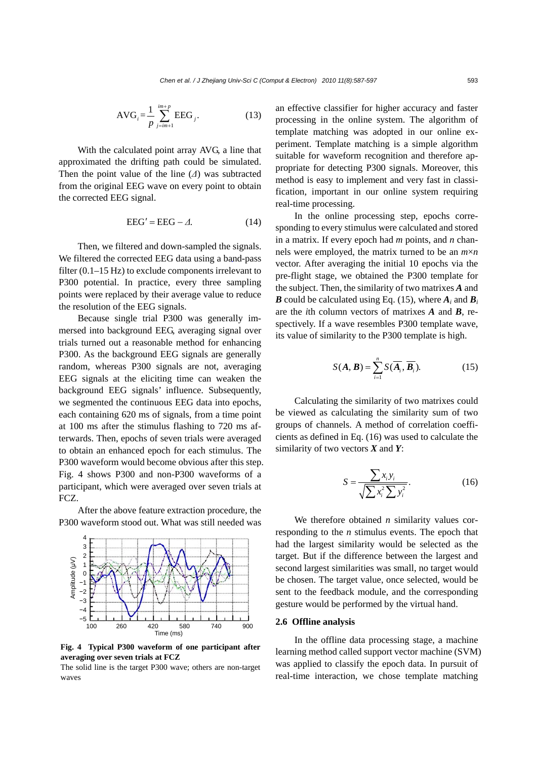$$\text{AVG}_i = \frac{1}{p}\sum_{j=im+1}^{im+p} \text{EEG}_j. \tag{13}$$

With the calculated point array AVG, a line that approximated the drifting path could be simulated. Then the point value of the line ($\Delta$) was subtracted from the original EEG wave on every point to obtain the corrected EEG signal.

$$\text{EEG}' = \text{EEG} - \Delta. \tag{14}$$

Then, we filtered and down-sampled the signals. We filtered the corrected EEG data using a band-pass filter (0.1–15 Hz) to exclude components irrelevant to P300 potential. In practice, every three sampling points were replaced by their average value to reduce the resolution of the EEG signals.

Because single trial P300 was generally immersed into background EEG, averaging signal over trials turned out a reasonable method for enhancing P300. As the background EEG signals are generally random, whereas P300 signals are not, averaging EEG signals at the eliciting time can weaken the background EEG signals' influence. Subsequently, we segmented the continuous EEG data into epochs, each containing 620 ms of signals, from a time point at 100 ms after the stimulus flashing to 720 ms afterwards. Then, epochs of seven trials were averaged to obtain an enhanced epoch for each stimulus. The P300 waveform would become obvious after this step. Fig. 4 shows P300 and non-P300 waveforms of a participant, which were averaged over seven trials at FCZ.

After the above feature extraction procedure, the P300 waveform stood out. What was still needed was an effective classifier for higher accuracy and faster processing in the online system. The algorithm of template matching was adopted in our online experiment. Template matching is a simple algorithm suitable for waveform recognition and therefore appropriate for detecting P300 signals. Moreover, this method is easy to implement and very fast in classification, important in our online system requiring real-time processing.

**Fig. 4 Typical P300 waveform of one participant after averaging over seven trials at FCZ**

The solid line is the target P300 wave; others are non-target waves

In the online processing step, epochs corresponding to every stimulus were calculated and stored in a matrix. If every epoch had $m$ points, and $n$ channels were employed, the matrix turned to be an $m\times n$ vector. After averaging the initial 10 epochs via the pre-flight stage, we obtained the P300 template for the subject. Then, the similarity of two matrixes $\boldsymbol{A}$ and $\boldsymbol{B}$ could be calculated using Eq. (15), where $\boldsymbol{A}_i$ and $\boldsymbol{B}_i$ are the $i$th column vectors of matrixes $\boldsymbol{A}$ and $\boldsymbol{B}$, respectively. If a wave resembles P300 template wave, its value of similarity to the P300 template is high.

$$S(\boldsymbol{A}, \boldsymbol{B}) = \sum_{i=1}^{n} S(\overline{\boldsymbol{A}_i}, \overline{\boldsymbol{B}_i}). \tag{15}$$

Calculating the similarity of two matrixes could be viewed as calculating the similarity sum of two groups of channels. A method of correlation coefficients as defined in Eq. (16) was used to calculate the similarity of two vectors $\boldsymbol{X}$ and $\boldsymbol{Y}$:

$$S = \frac{\sum x_i y_i}{\sqrt{\sum x_i^2 \sum y_i^2}}. \tag{16}$$

We therefore obtained $n$ similarity values corresponding to the $n$ stimulus events. The epoch that had the largest similarity would be selected as the target. But if the difference between the largest and second largest similarities was small, no target would be chosen. The target value, once selected, would be sent to the feedback module, and the corresponding gesture would be performed by the virtual hand.

### 2.6 Offline analysis

In the offline data processing stage, a machine learning method called support vector machine (SVM) was applied to classify the epoch data. In pursuit of real-time interaction, we chose template matching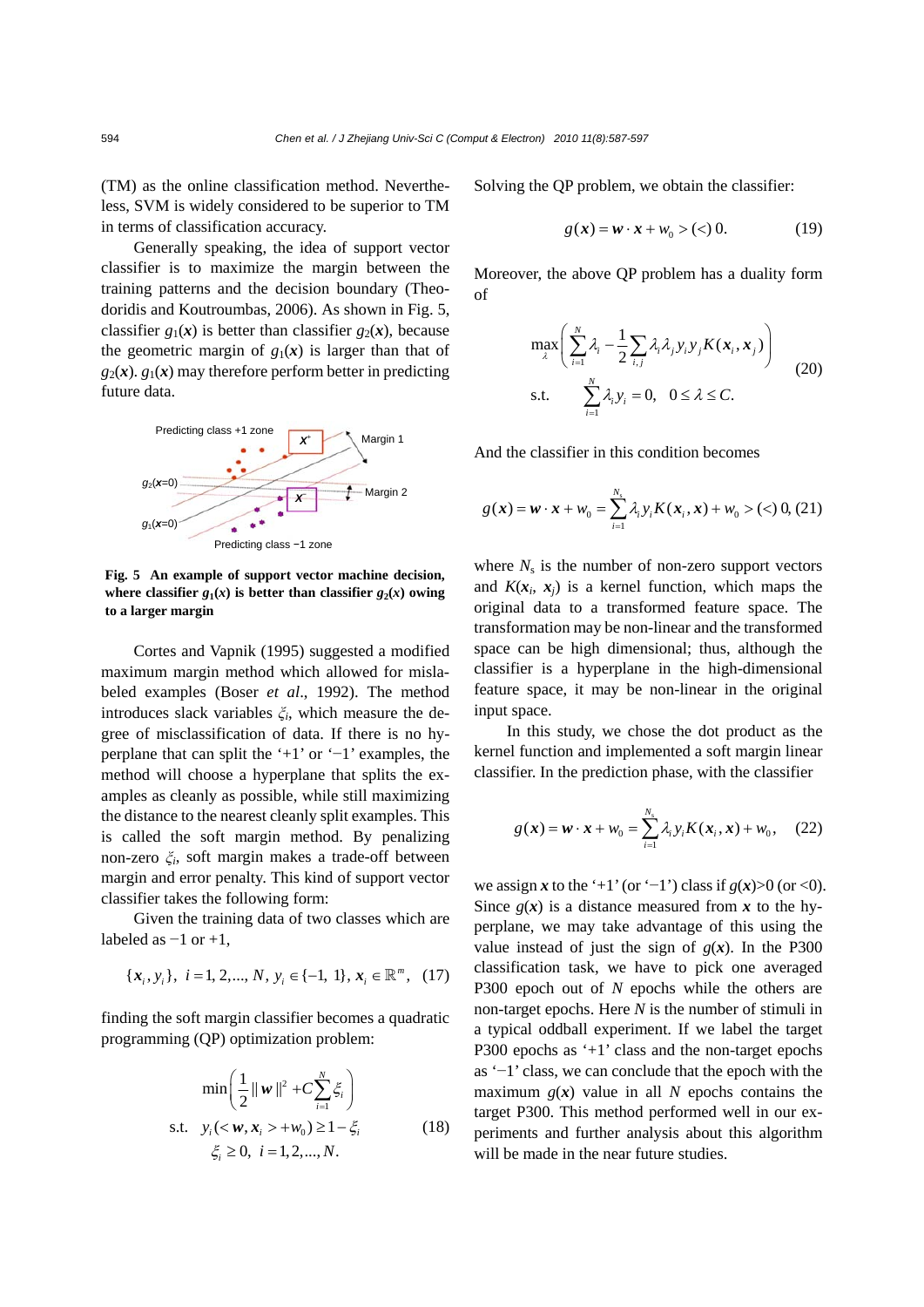(TM) as the online classification method. Nevertheless, SVM is widely considered to be superior to TM in terms of classification accuracy.

Generally speaking, the idea of support vector classifier is to maximize the margin between the training patterns and the decision boundary (Theodoridis and Koutroumbas, 2006). As shown in Fig. 5, classifier $g_1(\boldsymbol{x})$ is better than classifier $g_2(\boldsymbol{x})$, because the geometric margin of $g_1(\boldsymbol{x})$ is larger than that of $g_2(\boldsymbol{x})$. $g_1(\boldsymbol{x})$ may therefore perform better in predicting future data.

**Fig. 5 An example of support vector machine decision, where classifier $g_1(\boldsymbol{x})$ is better than classifier $g_2(\boldsymbol{x})$ owing to a larger margin**

Cortes and Vapnik (1995) suggested a modified maximum margin method which allowed for mislabeled examples (Boser *et al*., 1992). The method introduces slack variables $\xi_i$, which measure the degree of misclassification of data. If there is no hyperplane that can split the '+1' or '−1' examples, the method will choose a hyperplane that splits the examples as cleanly as possible, while still maximizing the distance to the nearest cleanly split examples. This is called the soft margin method. By penalizing non-zero $\xi_i$, soft margin makes a trade-off between margin and error penalty. This kind of support vector classifier takes the following form:

Given the training data of two classes which are labeled as −1 or +1,

$$\{\boldsymbol{x}_i, y_i\},\ i=1,2,\ldots,N,\ y_i\in\{-1,1\},\ \boldsymbol{x}_i\in\mathbb{R}^m, \quad (17)$$

finding the soft margin classifier becomes a quadratic programming (QP) optimization problem:

$$\begin{aligned}&\min\left(\frac{1}{2}\|\boldsymbol{w}\|^2+C\sum_{i=1}^{N}\xi_i\right)\\ &\text{s.t.}\ \ y_i(<\boldsymbol{w},\boldsymbol{x}_i>+w_0)\geq 1-\xi_i\\ &\qquad \xi_i\geq 0,\ \ i=1,2,\ldots,N.\end{aligned} \quad (18)$$

Solving the QP problem, we obtain the classifier:

$$g(\boldsymbol{x})=\boldsymbol{w}\cdot\boldsymbol{x}+w_0>(<)\,0. \quad (19)$$

Moreover, the above QP problem has a duality form of

$$\begin{aligned}&\max_{\lambda}\left(\sum_{i=1}^{N}\lambda_i-\frac{1}{2}\sum_{i,j}\lambda_i\lambda_j y_i y_j K(\boldsymbol{x}_i,\boldsymbol{x}_j)\right)\\ &\text{s.t.}\qquad \sum_{i=1}^{N}\lambda_i y_i=0,\quad 0\leq\lambda\leq C.\end{aligned} \quad (20)$$

And the classifier in this condition becomes

$$g(\boldsymbol{x})=\boldsymbol{w}\cdot\boldsymbol{x}+w_0=\sum_{i=1}^{N_s}\lambda_i y_i K(\boldsymbol{x}_i,\boldsymbol{x})+w_0>(<)\,0, \quad (21)$$

where $N_s$ is the number of non-zero support vectors and $K(\boldsymbol{x}_i, \boldsymbol{x}_j)$ is a kernel function, which maps the original data to a transformed feature space. The transformation may be non-linear and the transformed space can be high dimensional; thus, although the classifier is a hyperplane in the high-dimensional feature space, it may be non-linear in the original input space.

In this study, we chose the dot product as the kernel function and implemented a soft margin linear classifier. In the prediction phase, with the classifier

$$g(\boldsymbol{x})=\boldsymbol{w}\cdot\boldsymbol{x}+w_0=\sum_{i=1}^{N_s}\lambda_i y_i K(\boldsymbol{x}_i,\boldsymbol{x})+w_0, \quad (22)$$

we assign $\boldsymbol{x}$ to the '+1' (or '−1') class if $g(\boldsymbol{x})>0$ (or $<0$). Since $g(\boldsymbol{x})$ is a distance measured from $\boldsymbol{x}$ to the hyperplane, we may take advantage of this using the value instead of just the sign of $g(\boldsymbol{x})$. In the P300 classification task, we have to pick one averaged P300 epoch out of $N$ epochs while the others are non-target epochs. Here $N$ is the number of stimuli in a typical oddball experiment. If we label the target P300 epochs as '+1' class and the non-target epochs as '−1' class, we can conclude that the epoch with the maximum $g(\boldsymbol{x})$ value in all $N$ epochs contains the target P300. This method performed well in our experiments and further analysis about this algorithm will be made in the near future studies.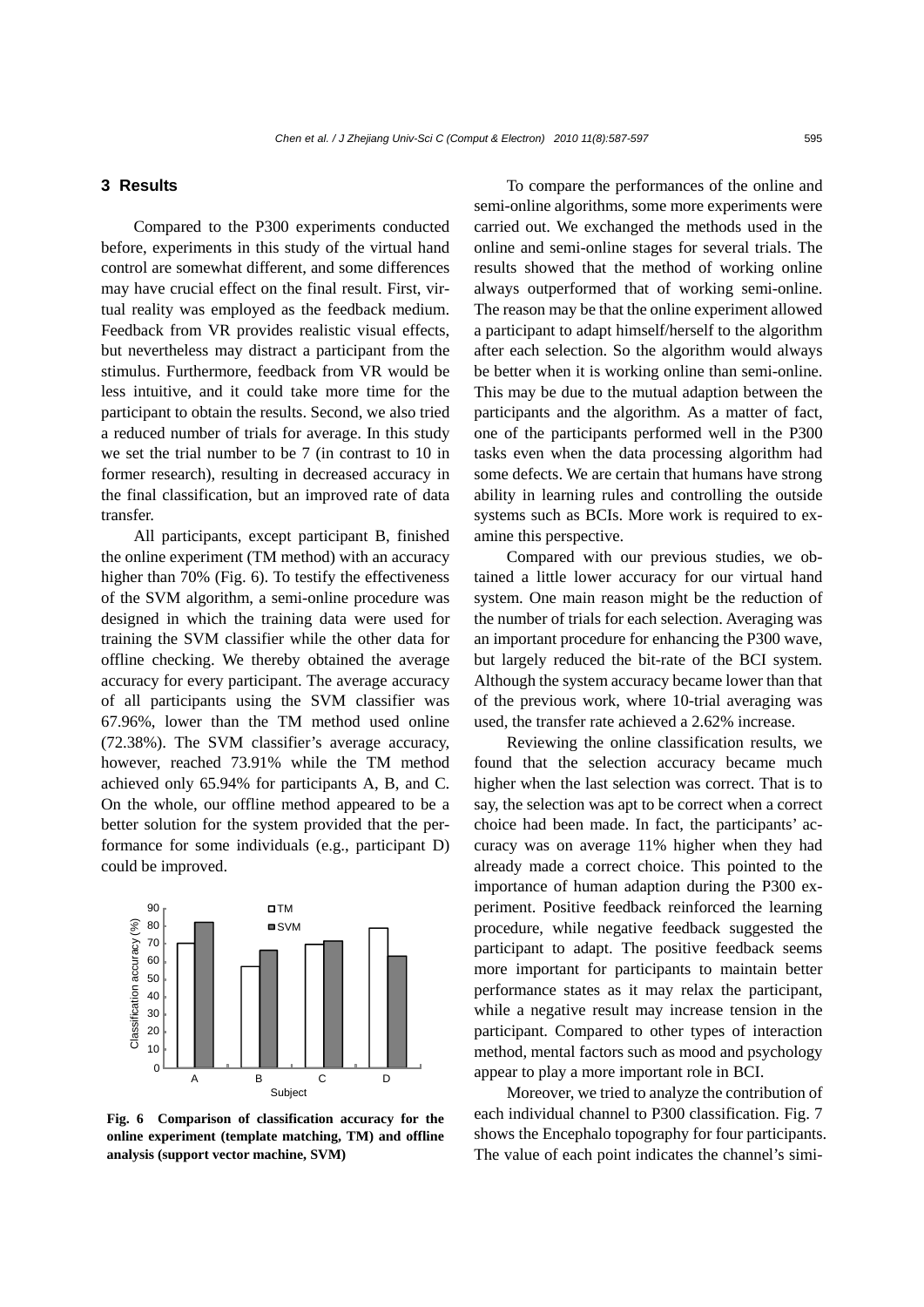## 3 Results

Compared to the P300 experiments conducted before, experiments in this study of the virtual hand control are somewhat different, and some differences may have crucial effect on the final result. First, virtual reality was employed as the feedback medium. Feedback from VR provides realistic visual effects, but nevertheless may distract a participant from the stimulus. Furthermore, feedback from VR would be less intuitive, and it could take more time for the participant to obtain the results. Second, we also tried a reduced number of trials for average. In this study we set the trial number to be 7 (in contrast to 10 in former research), resulting in decreased accuracy in the final classification, but an improved rate of data transfer.

All participants, except participant B, finished the online experiment (TM method) with an accuracy higher than 70% (Fig. 6). To testify the effectiveness of the SVM algorithm, a semi-online procedure was designed in which the training data were used for training the SVM classifier while the other data for offline checking. We thereby obtained the average accuracy for every participant. The average accuracy of all participants using the SVM classifier was 67.96%, lower than the TM method used online (72.38%). The SVM classifier's average accuracy, however, reached 73.91% while the TM method achieved only 65.94% for participants A, B, and C. On the whole, our offline method appeared to be a better solution for the system provided that the performance for some individuals (e.g., participant D) could be improved.

**Fig. 6 Comparison of classification accuracy for the online experiment (template matching, TM) and offline analysis (support vector machine, SVM)**

To compare the performances of the online and semi-online algorithms, some more experiments were carried out. We exchanged the methods used in the online and semi-online stages for several trials. The results showed that the method of working online always outperformed that of working semi-online. The reason may be that the online experiment allowed a participant to adapt himself/herself to the algorithm after each selection. So the algorithm would always be better when it is working online than semi-online. This may be due to the mutual adaption between the participants and the algorithm. As a matter of fact, one of the participants performed well in the P300 tasks even when the data processing algorithm had some defects. We are certain that humans have strong ability in learning rules and controlling the outside systems such as BCIs. More work is required to examine this perspective.

Compared with our previous studies, we obtained a little lower accuracy for our virtual hand system. One main reason might be the reduction of the number of trials for each selection. Averaging was an important procedure for enhancing the P300 wave, but largely reduced the bit-rate of the BCI system. Although the system accuracy became lower than that of the previous work, where 10-trial averaging was used, the transfer rate achieved a 2.62% increase.

Reviewing the online classification results, we found that the selection accuracy became much higher when the last selection was correct. That is to say, the selection was apt to be correct when a correct choice had been made. In fact, the participants' accuracy was on average 11% higher when they had already made a correct choice. This pointed to the importance of human adaption during the P300 experiment. Positive feedback reinforced the learning procedure, while negative feedback suggested the participant to adapt. The positive feedback seems more important for participants to maintain better performance states as it may relax the participant, while a negative result may increase tension in the participant. Compared to other types of interaction method, mental factors such as mood and psychology appear to play a more important role in BCI.

Moreover, we tried to analyze the contribution of each individual channel to P300 classification. Fig. 7 shows the Encephalo topography for four participants. The value of each point indicates the channel's simi-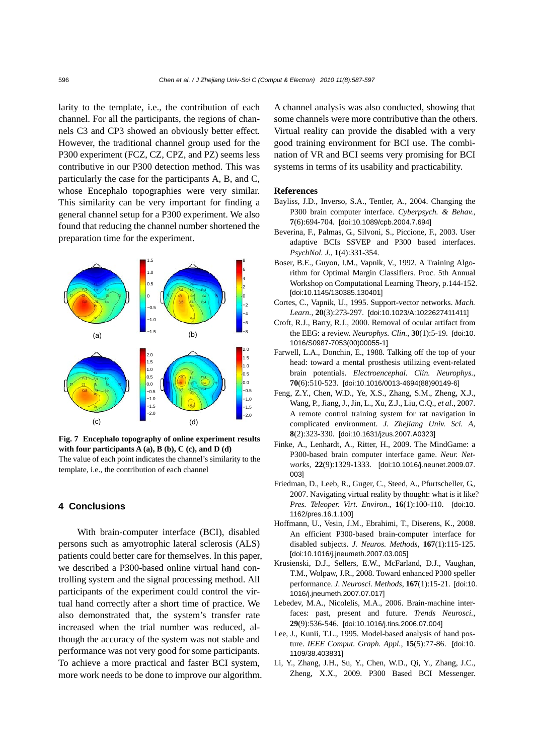larity to the template, i.e., the contribution of each channel. For all the participants, the regions of channels C3 and CP3 showed an obviously better effect. However, the traditional channel group used for the P300 experiment (FCZ, CZ, CPZ, and PZ) seems less contributive in our P300 detection method. This was particularly the case for the participants A, B, and C, whose Encephalo topographies were very similar. This similarity can be very important for finding a general channel setup for a P300 experiment. We also found that reducing the channel number shortened the preparation time for the experiment.

**Fig. 7 Encephalo topography of online experiment results with four participants A (a), B (b), C (c), and D (d)**
The value of each point indicates the channel's similarity to the template, i.e., the contribution of each channel

## 4 Conclusions

With brain-computer interface (BCI), disabled persons such as amyotrophic lateral sclerosis (ALS) patients could better care for themselves. In this paper, we described a P300-based online virtual hand controlling system and the signal processing method. All participants of the experiment could control the virtual hand correctly after a short time of practice. We also demonstrated that, the system's transfer rate increased when the trial number was reduced, although the accuracy of the system was not stable and performance was not very good for some participants. To achieve a more practical and faster BCI system, more work needs to be done to improve our algorithm. A channel analysis was also conducted, showing that some channels were more contributive than the others. Virtual reality can provide the disabled with a very good training environment for BCI use. The combination of VR and BCI seems very promising for BCI systems in terms of its usability and practicability.

## References

Bayliss, J.D., Inverso, S.A., Tentler, A., 2004. Changing the P300 brain computer interface. *Cyberpsych. & Behav.*, **7**(6):694-704. [doi:10.1089/cpb.2004.7.694]

Beverina, F., Palmas, G., Silvoni, S., Piccione, F., 2003. User adaptive BCIs SSVEP and P300 based interfaces. *PsychNol. J.*, **1**(4):331-354.

Boser, B.E., Guyon, I.M., Vapnik, V., 1992. A Training Algorithm for Optimal Margin Classifiers. Proc. 5th Annual Workshop on Computational Learning Theory, p.144-152. [doi:10.1145/130385.130401]

Cortes, C., Vapnik, U., 1995. Support-vector networks. *Mach. Learn.*, **20**(3):273-297. [doi:10.1023/A:1022627411411]

Croft, R.J., Barry, R.J., 2000. Removal of ocular artifact from the EEG: a review. *Neurophys. Clin.*, **30**(1):5-19. [doi:10.1016/S0987-7053(00)00055-1]

Farwell, L.A., Donchin, E., 1988. Talking off the top of your head: toward a mental prosthesis utilizing event-related brain potentials. *Electroencephal. Clin. Neurophys.*, **70**(6):510-523. [doi:10.1016/0013-4694(88)90149-6]

Feng, Z.Y., Chen, W.D., Ye, X.S., Zhang, S.M., Zheng, X.J., Wang, P., Jiang, J., Jin, L., Xu, Z.J., Liu, C.Q., *et al*., 2007. A remote control training system for rat navigation in complicated environment. *J. Zhejiang Univ. Sci. A*, **8**(2):323-330. [doi:10.1631/jzus.2007.A0323]

Finke, A., Lenhardt, A., Ritter, H., 2009. The MindGame: a P300-based brain computer interface game. *Neur. Networks*, **22**(9):1329-1333. [doi:10.1016/j.neunet.2009.07.003]

Friedman, D., Leeb, R., Guger, C., Steed, A., Pfurtscheller, G., 2007. Navigating virtual reality by thought: what is it like? *Pres. Teleoper. Virt. Environ.*, **16**(1):100-110. [doi:10.1162/pres.16.1.100]

Hoffmann, U., Vesin, J.M., Ebrahimi, T., Diserens, K., 2008. An efficient P300-based brain-computer interface for disabled subjects. *J. Neuros. Methods*, **167**(1):115-125. [doi:10.1016/j.jneumeth.2007.03.005]

Krusienski, D.J., Sellers, E.W., McFarland, D.J., Vaughan, T.M., Wolpaw, J.R., 2008. Toward enhanced P300 speller performance. *J. Neurosci. Methods*, **167**(1):15-21. [doi:10.1016/j.jneumeth.2007.07.017]

Lebedev, M.A., Nicolelis, M.A., 2006. Brain-machine interfaces: past, present and future. *Trends Neurosci.*, **29**(9):536-546. [doi:10.1016/j.tins.2006.07.004]

Lee, J., Kunii, T.L., 1995. Model-based analysis of hand posture. *IEEE Comput. Graph. Appl.*, **15**(5):77-86. [doi:10.1109/38.403831]

Li, Y., Zhang, J.H., Su, Y., Chen, W.D., Qi, Y., Zhang, J.C., Zheng, X.X., 2009. P300 Based BCI Messenger.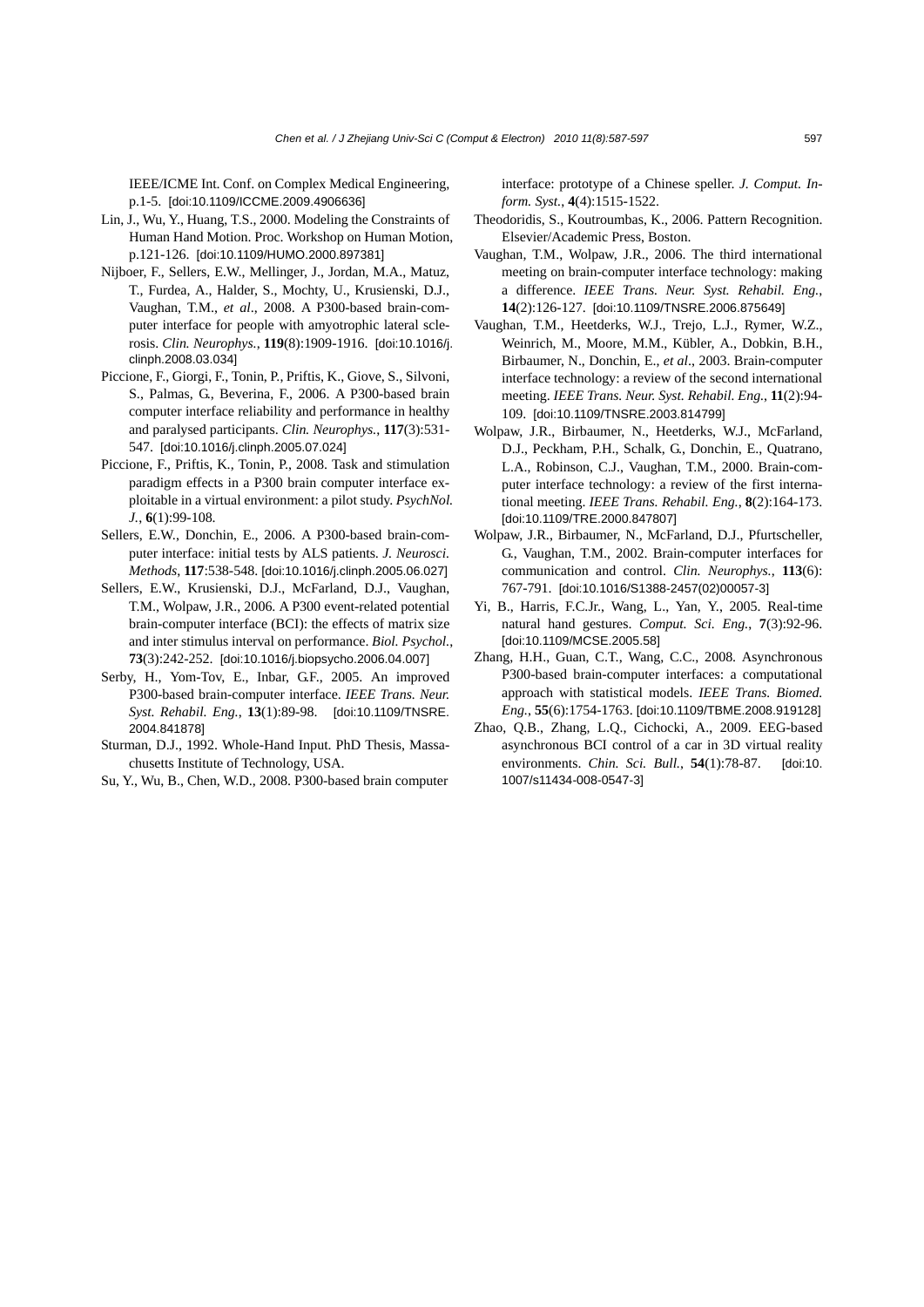IEEE/ICME Int. Conf. on Complex Medical Engineering, p.1-5. [doi:10.1109/ICCME.2009.4906636]

Lin, J., Wu, Y., Huang, T.S., 2000. Modeling the Constraints of Human Hand Motion. Proc. Workshop on Human Motion, p.121-126. [doi:10.1109/HUMO.2000.897381]

Nijboer, F., Sellers, E.W., Mellinger, J., Jordan, M.A., Matuz, T., Furdea, A., Halder, S., Mochty, U., Krusienski, D.J., Vaughan, T.M., *et al*., 2008. A P300-based brain-computer interface for people with amyotrophic lateral sclerosis. *Clin. Neurophys.*, **119**(8):1909-1916. [doi:10.1016/j.clinph.2008.03.034]

Piccione, F., Giorgi, F., Tonin, P., Priftis, K., Giove, S., Silvoni, S., Palmas, G., Beverina, F., 2006. A P300-based brain computer interface reliability and performance in healthy and paralysed participants. *Clin. Neurophys.*, **117**(3):531-547. [doi:10.1016/j.clinph.2005.07.024]

Piccione, F., Priftis, K., Tonin, P., 2008. Task and stimulation paradigm effects in a P300 brain computer interface exploitable in a virtual environment: a pilot study. *PsychNol. J.*, **6**(1):99-108.

Sellers, E.W., Donchin, E., 2006. A P300-based brain-computer interface: initial tests by ALS patients. *J. Neurosci. Methods*, **117**:538-548. [doi:10.1016/j.clinph.2005.06.027]

Sellers, E.W., Krusienski, D.J., McFarland, D.J., Vaughan, T.M., Wolpaw, J.R., 2006. A P300 event-related potential brain-computer interface (BCI): the effects of matrix size and inter stimulus interval on performance. *Biol. Psychol.*, **73**(3):242-252. [doi:10.1016/j.biopsycho.2006.04.007]

Serby, H., Yom-Tov, E., Inbar, G.F., 2005. An improved P300-based brain-computer interface. *IEEE Trans. Neur. Syst. Rehabil. Eng.*, **13**(1):89-98. [doi:10.1109/TNSRE.2004.841878]

Sturman, D.J., 1992. Whole-Hand Input. PhD Thesis, Massachusetts Institute of Technology, USA.

Su, Y., Wu, B., Chen, W.D., 2008. P300-based brain computer interface: prototype of a Chinese speller. *J. Comput. Inform. Syst.*, **4**(4):1515-1522.

Theodoridis, S., Koutroumbas, K., 2006. Pattern Recognition. Elsevier/Academic Press, Boston.

Vaughan, T.M., Wolpaw, J.R., 2006. The third international meeting on brain-computer interface technology: making a difference. *IEEE Trans. Neur. Syst. Rehabil. Eng.*, **14**(2):126-127. [doi:10.1109/TNSRE.2006.875649]

Vaughan, T.M., Heetderks, W.J., Trejo, L.J., Rymer, W.Z., Weinrich, M., Moore, M.M., Kübler, A., Dobkin, B.H., Birbaumer, N., Donchin, E., *et al*., 2003. Brain-computer interface technology: a review of the second international meeting. *IEEE Trans. Neur. Syst. Rehabil. Eng.*, **11**(2):94-109. [doi:10.1109/TNSRE.2003.814799]

Wolpaw, J.R., Birbaumer, N., Heetderks, W.J., McFarland, D.J., Peckham, P.H., Schalk, G., Donchin, E., Quatrano, L.A., Robinson, C.J., Vaughan, T.M., 2000. Brain-computer interface technology: a review of the first international meeting. *IEEE Trans. Rehabil. Eng.*, **8**(2):164-173. [doi:10.1109/TRE.2000.847807]

Wolpaw, J.R., Birbaumer, N., McFarland, D.J., Pfurtscheller, G., Vaughan, T.M., 2002. Brain-computer interfaces for communication and control. *Clin. Neurophys.*, **113**(6):767-791. [doi:10.1016/S1388-2457(02)00057-3]

Yi, B., Harris, F.C.Jr., Wang, L., Yan, Y., 2005. Real-time natural hand gestures. *Comput. Sci. Eng.*, **7**(3):92-96. [doi:10.1109/MCSE.2005.58]

Zhang, H.H., Guan, C.T., Wang, C.C., 2008. Asynchronous P300-based brain-computer interfaces: a computational approach with statistical models. *IEEE Trans. Biomed. Eng.*, **55**(6):1754-1763. [doi:10.1109/TBME.2008.919128]

Zhao, Q.B., Zhang, L.Q., Cichocki, A., 2009. EEG-based asynchronous BCI control of a car in 3D virtual reality environments. *Chin. Sci. Bull.*, **54**(1):78-87. [doi:10.1007/s11434-008-0547-3]